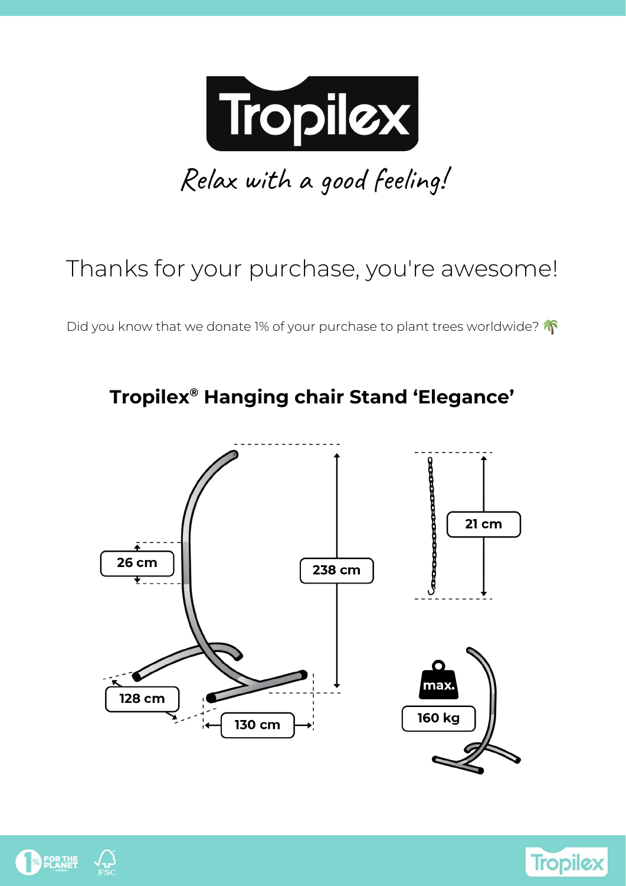# Tropilex

*Relax with a good feeling!*

Thanks for your purchase, you're awesome!

Did you know that we donate 1% of your purchase to plant trees worldwide? 🌴

## Tropilex® Hanging chair Stand 'Elegance'

26 cm

238 cm

21 cm

128 cm

130 cm

max.

160 kg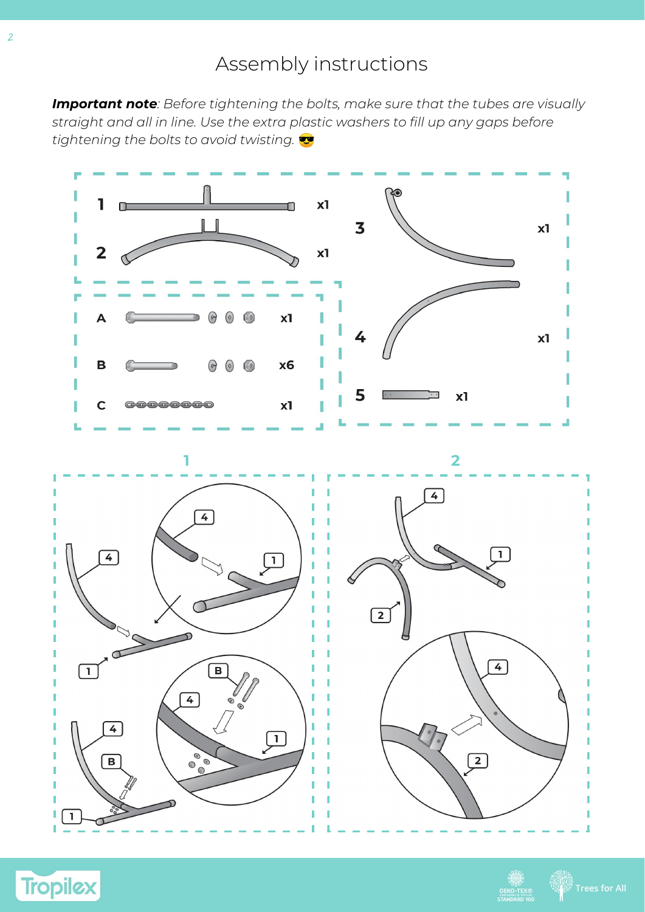# Assembly instructions

***Important note**: Before tightening the bolts, make sure that the tubes are visually straight and all in line. Use the extra plastic washers to fill up any gaps before tightening the bolts to avoid twisting.* 😎

| Part | Qty |
| --- | --- |
| 1 | x1 |
| 2 | x1 |
| 3 | x1 |
| 4 | x1 |
| 5 | x1 |
| A | x1 |
| B | x6 |
| C | x1 |

**1**

**2**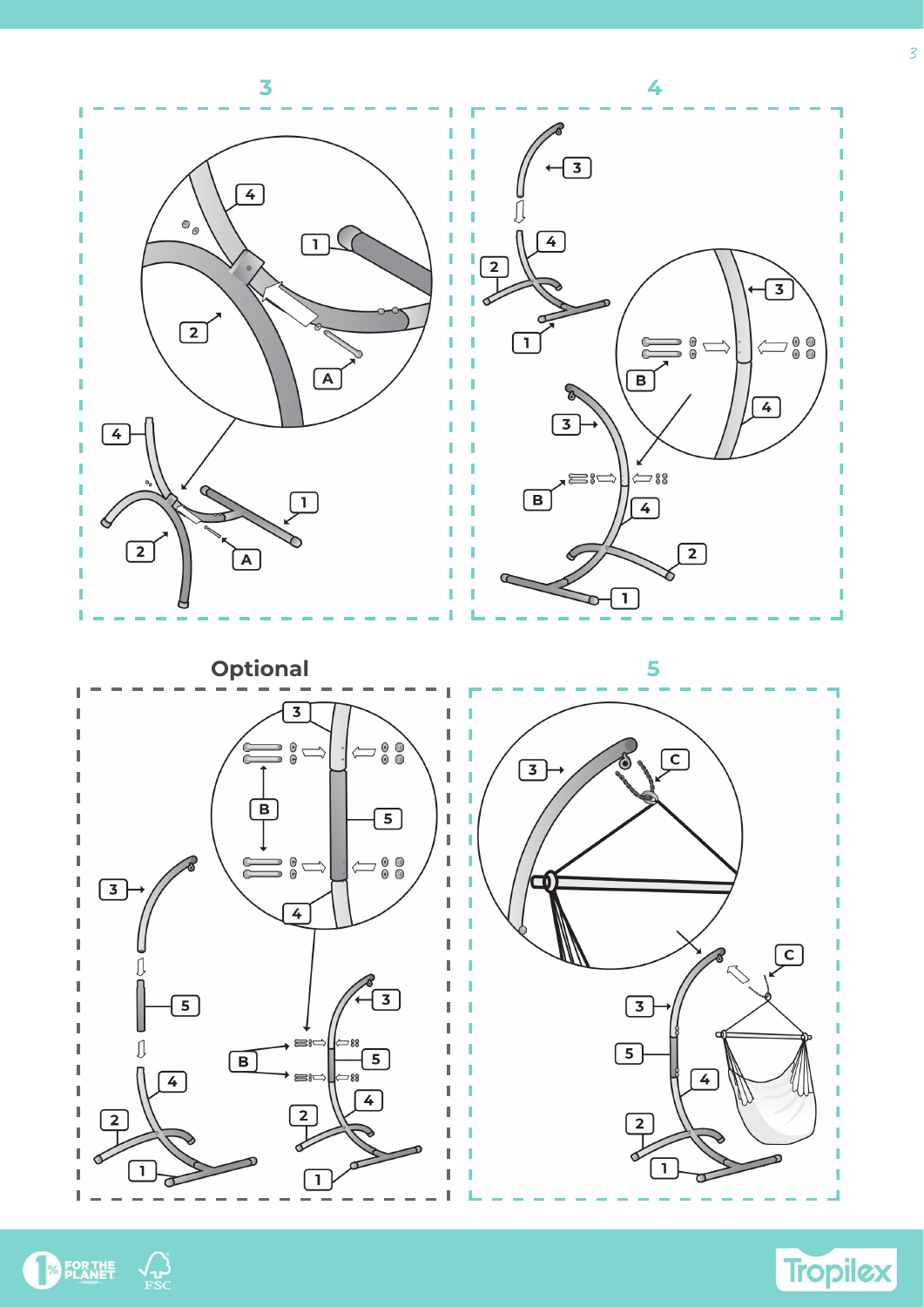3

4

Optional

5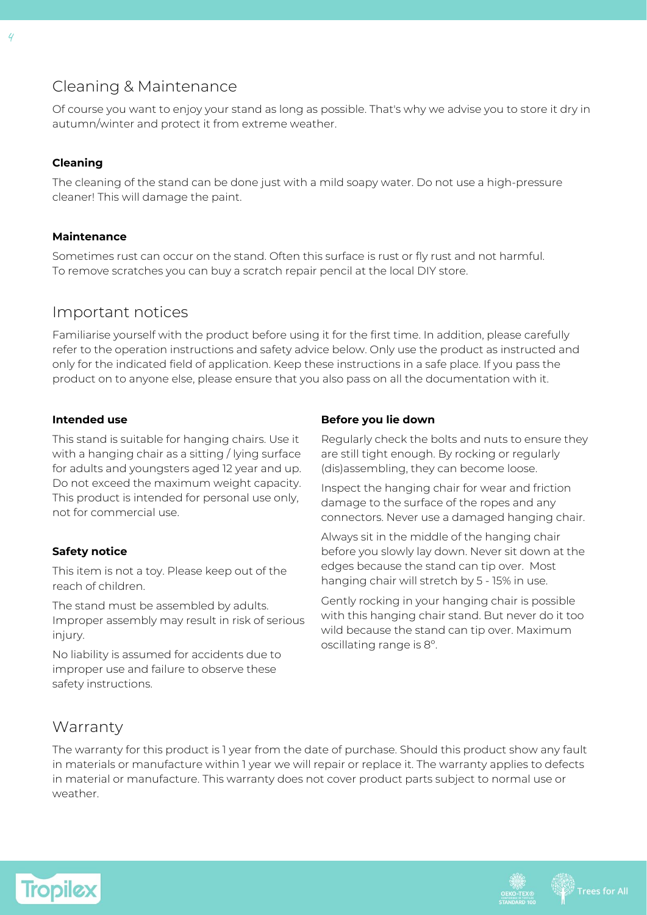## Cleaning & Maintenance

Of course you want to enjoy your stand as long as possible. That's why we advise you to store it dry in autumn/winter and protect it from extreme weather.

**Cleaning**

The cleaning of the stand can be done just with a mild soapy water. Do not use a high-pressure cleaner! This will damage the paint.

**Maintenance**

Sometimes rust can occur on the stand. Often this surface is rust or fly rust and not harmful.
To remove scratches you can buy a scratch repair pencil at the local DIY store.

## Important notices

Familiarise yourself with the product before using it for the first time. In addition, please carefully refer to the operation instructions and safety advice below. Only use the product as instructed and only for the indicated field of application. Keep these instructions in a safe place. If you pass the product on to anyone else, please ensure that you also pass on all the documentation with it.

**Intended use**

This stand is suitable for hanging chairs. Use it with a hanging chair as a sitting / lying surface for adults and youngsters aged 12 year and up. Do not exceed the maximum weight capacity. This product is intended for personal use only, not for commercial use.

**Safety notice**

This item is not a toy. Please keep out of the reach of children.

The stand must be assembled by adults. Improper assembly may result in risk of serious injury.

No liability is assumed for accidents due to improper use and failure to observe these safety instructions.

**Before you lie down**

Regularly check the bolts and nuts to ensure they are still tight enough. By rocking or regularly (dis)assembling, they can become loose.

Inspect the hanging chair for wear and friction damage to the surface of the ropes and any connectors. Never use a damaged hanging chair.

Always sit in the middle of the hanging chair before you slowly lay down. Never sit down at the edges because the stand can tip over. Most hanging chair will stretch by 5 - 15% in use.

Gently rocking in your hanging chair is possible with this hanging chair stand. But never do it too wild because the stand can tip over. Maximum oscillating range is 8°.

## Warranty

The warranty for this product is 1 year from the date of purchase. Should this product show any fault in materials or manufacture within 1 year we will repair or replace it. The warranty applies to defects in material or manufacture. This warranty does not cover product parts subject to normal use or weather.